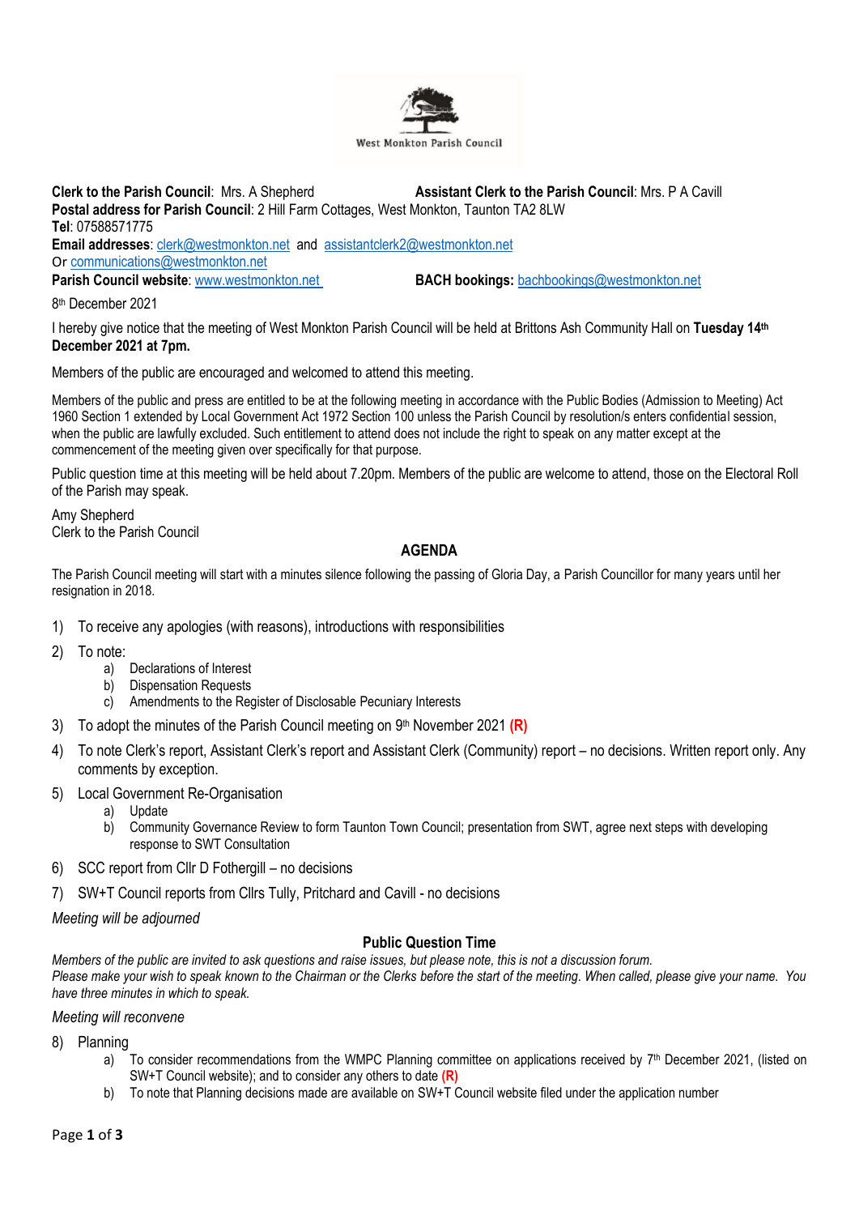West Monkton Parish Council

**Clerk to the Parish Council**: Mrs. A Shepherd **Assistant Clerk to the Parish Council**: Mrs. P A Cavill
**Postal address for Parish Council**: 2 Hill Farm Cottages, West Monkton, Taunton TA2 8LW
**Tel**: 07588571775
**Email addresses**: clerk@westmonkton.net and assistantclerk2@westmonkton.net
Or communications@westmonkton.net
**Parish Council website**: www.westmonkton.net **BACH bookings:** bachbookings@westmonkton.net

8th December 2021

I hereby give notice that the meeting of West Monkton Parish Council will be held at Brittons Ash Community Hall on **Tuesday 14th December 2021 at 7pm.**

Members of the public are encouraged and welcomed to attend this meeting.

Members of the public and press are entitled to be at the following meeting in accordance with the Public Bodies (Admission to Meeting) Act 1960 Section 1 extended by Local Government Act 1972 Section 100 unless the Parish Council by resolution/s enters confidential session, when the public are lawfully excluded. Such entitlement to attend does not include the right to speak on any matter except at the commencement of the meeting given over specifically for that purpose.

Public question time at this meeting will be held about 7.20pm. Members of the public are welcome to attend, those on the Electoral Roll of the Parish may speak.

Amy Shepherd
Clerk to the Parish Council

## AGENDA

The Parish Council meeting will start with a minutes silence following the passing of Gloria Day, a Parish Councillor for many years until her resignation in 2018.

1) To receive any apologies (with reasons), introductions with responsibilities
2) To note:
   a) Declarations of Interest
   b) Dispensation Requests
   c) Amendments to the Register of Disclosable Pecuniary Interests
3) To adopt the minutes of the Parish Council meeting on 9th November 2021 **(R)**
4) To note Clerk's report, Assistant Clerk's report and Assistant Clerk (Community) report – no decisions. Written report only. Any comments by exception.
5) Local Government Re-Organisation
   a) Update
   b) Community Governance Review to form Taunton Town Council; presentation from SWT, agree next steps with developing response to SWT Consultation
6) SCC report from Cllr D Fothergill – no decisions
7) SW+T Council reports from Cllrs Tully, Pritchard and Cavill - no decisions

*Meeting will be adjourned*

### Public Question Time

*Members of the public are invited to ask questions and raise issues, but please note, this is not a discussion forum.*
*Please make your wish to speak known to the Chairman or the Clerks before the start of the meeting. When called, please give your name. You have three minutes in which to speak.*

*Meeting will reconvene*

8) Planning
   a) To consider recommendations from the WMPC Planning committee on applications received by 7th December 2021, (listed on SW+T Council website); and to consider any others to date **(R)**
   b) To note that Planning decisions made are available on SW+T Council website filed under the application number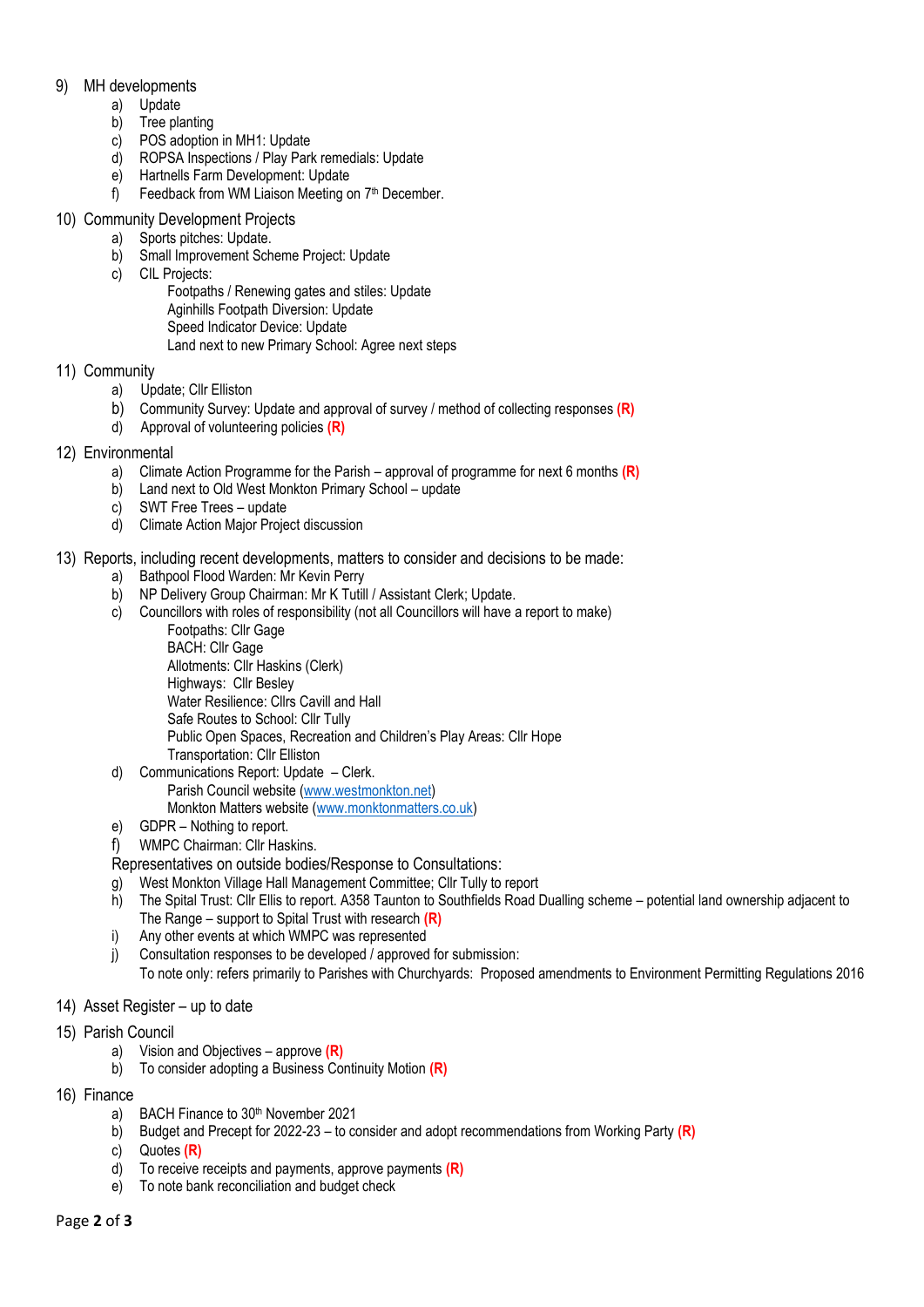9) MH developments
    a) Update
    b) Tree planting
    c) POS adoption in MH1: Update
    d) ROPSA Inspections / Play Park remedials: Update
    e) Hartnells Farm Development: Update
    f) Feedback from WM Liaison Meeting on 7th December.

10) Community Development Projects
    a) Sports pitches: Update.
    b) Small Improvement Scheme Project: Update
    c) CIL Projects:
        Footpaths / Renewing gates and stiles: Update
        Aginhills Footpath Diversion: Update
        Speed Indicator Device: Update
        Land next to new Primary School: Agree next steps

11) Community
    a) Update; Cllr Elliston
    b) Community Survey: Update and approval of survey / method of collecting responses **(R)**
    d) Approval of volunteering policies **(R)**

12) Environmental
    a) Climate Action Programme for the Parish – approval of programme for next 6 months **(R)**
    b) Land next to Old West Monkton Primary School – update
    c) SWT Free Trees – update
    d) Climate Action Major Project discussion

13) Reports, including recent developments, matters to consider and decisions to be made:
    a) Bathpool Flood Warden: Mr Kevin Perry
    b) NP Delivery Group Chairman: Mr K Tutill / Assistant Clerk; Update.
    c) Councillors with roles of responsibility (not all Councillors will have a report to make)
        Footpaths: Cllr Gage
        BACH: Cllr Gage
        Allotments: Cllr Haskins (Clerk)
        Highways: Cllr Besley
        Water Resilience: Cllrs Cavill and Hall
        Safe Routes to School: Cllr Tully
        Public Open Spaces, Recreation and Children's Play Areas: Cllr Hope
        Transportation: Cllr Elliston
    d) Communications Report: Update – Clerk.
        Parish Council website (www.westmonkton.net)
        Monkton Matters website (www.monktonmatters.co.uk)
    e) GDPR – Nothing to report.
    f) WMPC Chairman: Cllr Haskins.

    Representatives on outside bodies/Response to Consultations:

    g) West Monkton Village Hall Management Committee; Cllr Tully to report
    h) The Spital Trust: Cllr Ellis to report. A358 Taunton to Southfields Road Dualling scheme – potential land ownership adjacent to The Range – support to Spital Trust with research **(R)**
    i) Any other events at which WMPC was represented
    j) Consultation responses to be developed / approved for submission:
        To note only: refers primarily to Parishes with Churchyards: Proposed amendments to Environment Permitting Regulations 2016

14) Asset Register – up to date

15) Parish Council
    a) Vision and Objectives – approve **(R)**
    b) To consider adopting a Business Continuity Motion **(R)**

16) Finance
    a) BACH Finance to 30th November 2021
    b) Budget and Precept for 2022-23 – to consider and adopt recommendations from Working Party **(R)**
    c) Quotes **(R)**
    d) To receive receipts and payments, approve payments **(R)**
    e) To note bank reconciliation and budget check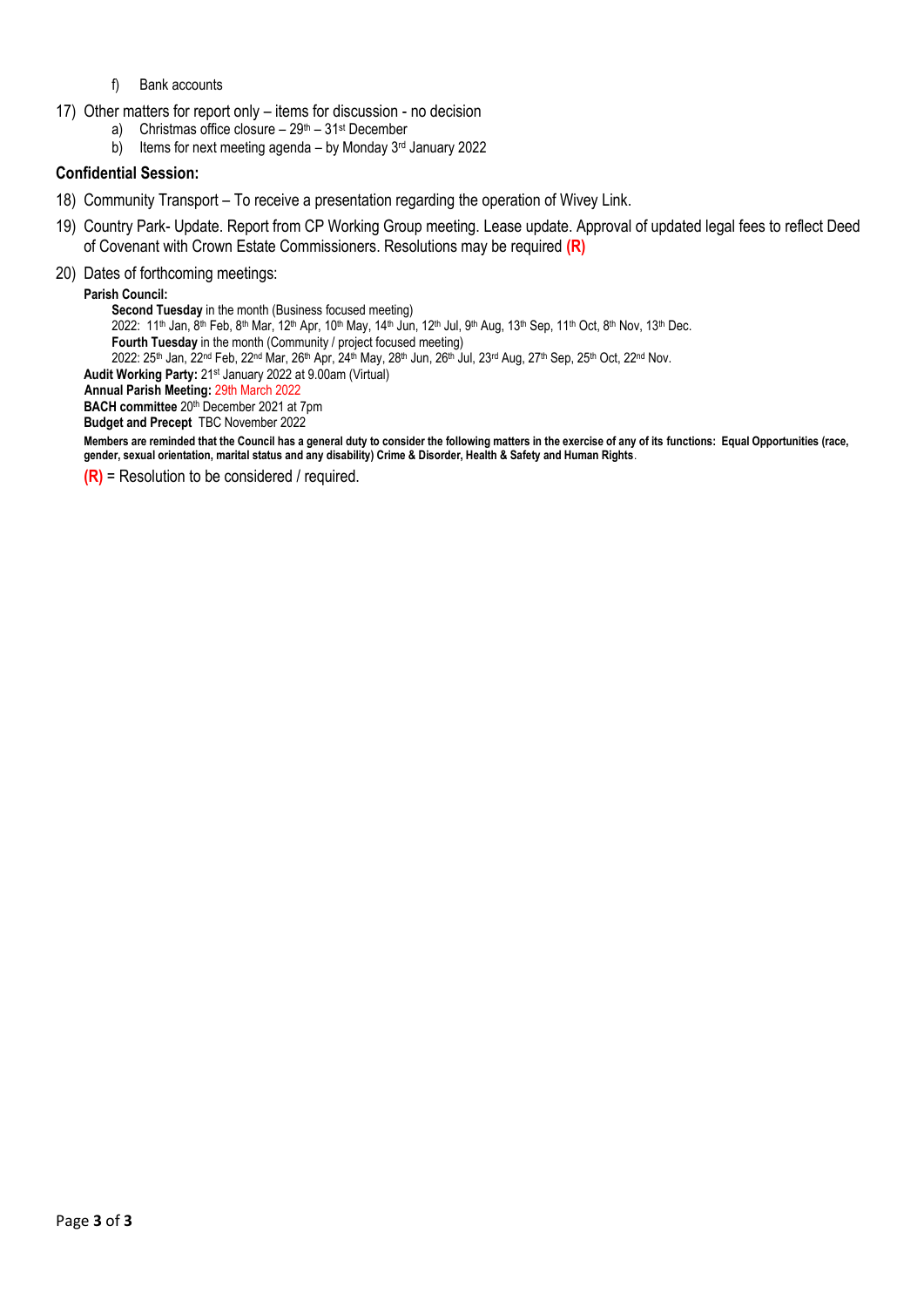f) Bank accounts

17) Other matters for report only – items for discussion - no decision
    a) Christmas office closure – 29th – 31st December
    b) Items for next meeting agenda – by Monday 3rd January 2022

### Confidential Session:

18) Community Transport – To receive a presentation regarding the operation of Wivey Link.

19) Country Park- Update. Report from CP Working Group meeting. Lease update. Approval of updated legal fees to reflect Deed of Covenant with Crown Estate Commissioners. Resolutions may be required **(R)**

20) Dates of forthcoming meetings:

**Parish Council:**

**Second Tuesday** in the month (Business focused meeting)

2022: 11th Jan, 8th Feb, 8th Mar, 12th Apr, 10th May, 14th Jun, 12th Jul, 9th Aug, 13th Sep, 11th Oct, 8th Nov, 13th Dec.

**Fourth Tuesday** in the month (Community / project focused meeting)

2022: 25th Jan, 22nd Feb, 22nd Mar, 26th Apr, 24th May, 28th Jun, 26th Jul, 23rd Aug, 27th Sep, 25th Oct, 22nd Nov.

**Audit Working Party:** 21st January 2022 at 9.00am (Virtual)

**Annual Parish Meeting:** 29th March 2022

**BACH committee** 20th December 2021 at 7pm

**Budget and Precept** TBC November 2022

**Members are reminded that the Council has a general duty to consider the following matters in the exercise of any of its functions: Equal Opportunities (race, gender, sexual orientation, marital status and any disability) Crime & Disorder, Health & Safety and Human Rights**.

**(R)** = Resolution to be considered / required.